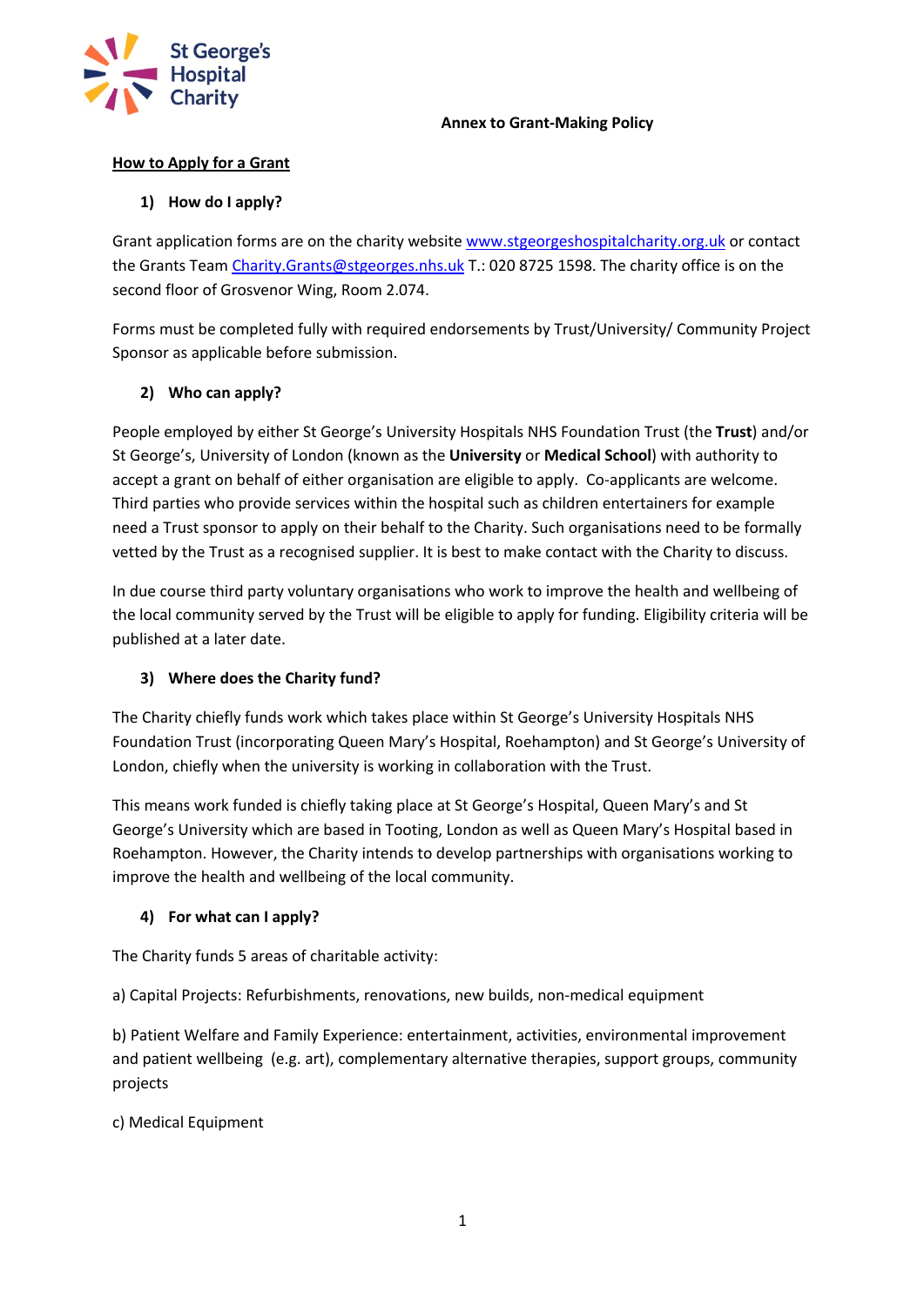St George's Hospital Charity

**Annex to Grant-Making Policy**

## How to Apply for a Grant

### 1) How do I apply?

Grant application forms are on the charity website [www.stgeorgeshospitalcharity.org.uk](http://www.stgeorgeshospitalcharity.org.uk) or contact the Grants Team [Charity.Grants@stgeorges.nhs.uk](mailto:Charity.Grants@stgeorges.nhs.uk) T.: 020 8725 1598. The charity office is on the second floor of Grosvenor Wing, Room 2.074.

Forms must be completed fully with required endorsements by Trust/University/ Community Project Sponsor as applicable before submission.

### 2) Who can apply?

People employed by either St George's University Hospitals NHS Foundation Trust (the **Trust**) and/or St George's, University of London (known as the **University** or **Medical School**) with authority to accept a grant on behalf of either organisation are eligible to apply. Co-applicants are welcome. Third parties who provide services within the hospital such as children entertainers for example need a Trust sponsor to apply on their behalf to the Charity. Such organisations need to be formally vetted by the Trust as a recognised supplier. It is best to make contact with the Charity to discuss.

In due course third party voluntary organisations who work to improve the health and wellbeing of the local community served by the Trust will be eligible to apply for funding. Eligibility criteria will be published at a later date.

### 3) Where does the Charity fund?

The Charity chiefly funds work which takes place within St George's University Hospitals NHS Foundation Trust (incorporating Queen Mary's Hospital, Roehampton) and St George's University of London, chiefly when the university is working in collaboration with the Trust.

This means work funded is chiefly taking place at St George's Hospital, Queen Mary's and St George's University which are based in Tooting, London as well as Queen Mary's Hospital based in Roehampton. However, the Charity intends to develop partnerships with organisations working to improve the health and wellbeing of the local community.

### 4) For what can I apply?

The Charity funds 5 areas of charitable activity:

a) Capital Projects: Refurbishments, renovations, new builds, non-medical equipment

b) Patient Welfare and Family Experience: entertainment, activities, environmental improvement and patient wellbeing (e.g. art), complementary alternative therapies, support groups, community projects

c) Medical Equipment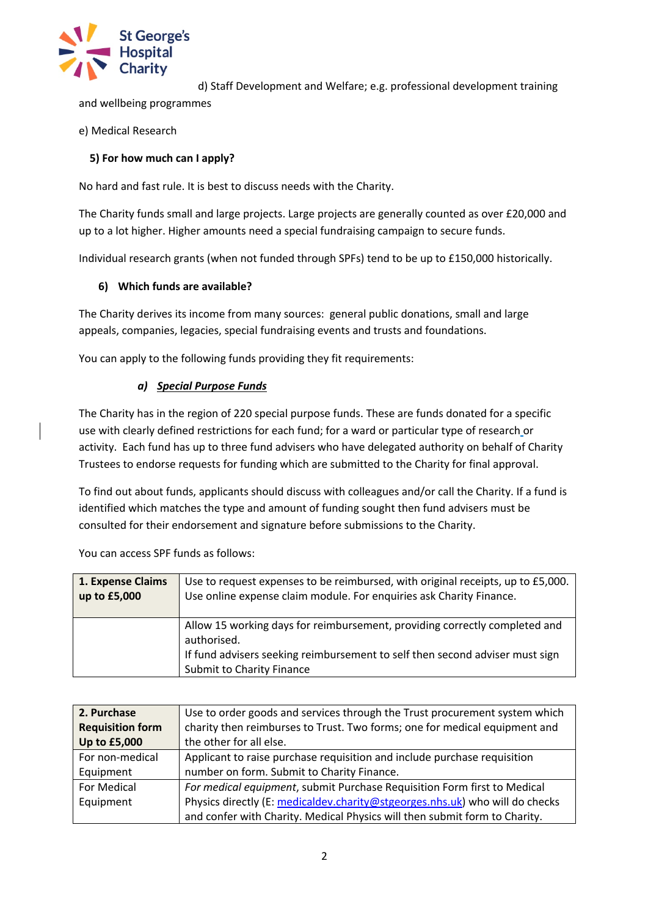d) Staff Development and Welfare; e.g. professional development training and wellbeing programmes

e) Medical Research

**5) For how much can I apply?**

No hard and fast rule. It is best to discuss needs with the Charity.

The Charity funds small and large projects. Large projects are generally counted as over £20,000 and up to a lot higher. Higher amounts need a special fundraising campaign to secure funds.

Individual research grants (when not funded through SPFs) tend to be up to £150,000 historically.

**6) Which funds are available?**

The Charity derives its income from many sources: general public donations, small and large appeals, companies, legacies, special fundraising events and trusts and foundations.

You can apply to the following funds providing they fit requirements:

***a) Special Purpose Funds***

The Charity has in the region of 220 special purpose funds. These are funds donated for a specific use with clearly defined restrictions for each fund; for a ward or particular type of research or activity. Each fund has up to three fund advisers who have delegated authority on behalf of Charity Trustees to endorse requests for funding which are submitted to the Charity for final approval.

To find out about funds, applicants should discuss with colleagues and/or call the Charity. If a fund is identified which matches the type and amount of funding sought then fund advisers must be consulted for their endorsement and signature before submissions to the Charity.

You can access SPF funds as follows:

| | |
|---|---|
| **1. Expense Claims up to £5,000** | Use to request expenses to be reimbursed, with original receipts, up to £5,000. Use online expense claim module. For enquiries ask Charity Finance. |
| | Allow 15 working days for reimbursement, providing correctly completed and authorised. If fund advisers seeking reimbursement to self then second adviser must sign Submit to Charity Finance |

| | |
|---|---|
| **2. Purchase Requisition form Up to £5,000** | Use to order goods and services through the Trust procurement system which charity then reimburses to Trust. Two forms; one for medical equipment and the other for all else. |
| For non-medical Equipment | Applicant to raise purchase requisition and include purchase requisition number on form. Submit to Charity Finance. |
| For Medical Equipment | *For medical equipment*, submit Purchase Requisition Form first to Medical Physics directly (E: medicaldev.charity@stgeorges.nhs.uk) who will do checks and confer with Charity. Medical Physics will then submit form to Charity. |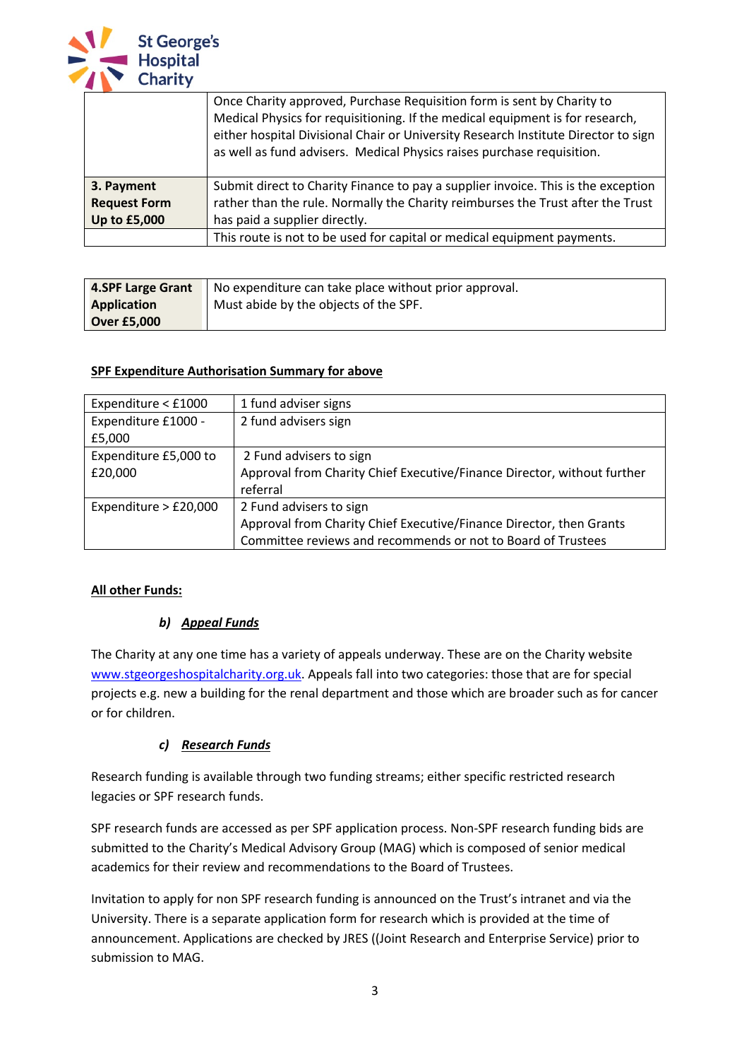| | |
|---|---|
| | Once Charity approved, Purchase Requisition form is sent by Charity to Medical Physics for requisitioning. If the medical equipment is for research, either hospital Divisional Chair or University Research Institute Director to sign as well as fund advisers. Medical Physics raises purchase requisition. |
| **3. Payment Request Form Up to £5,000** | Submit direct to Charity Finance to pay a supplier invoice. This is the exception rather than the rule. Normally the Charity reimburses the Trust after the Trust has paid a supplier directly. |
| | This route is not to be used for capital or medical equipment payments. |

| | |
|---|---|
| **4.SPF Large Grant Application Over £5,000** | No expenditure can take place without prior approval.<br>Must abide by the objects of the SPF. |

**SPF Expenditure Authorisation Summary for above**

| | |
|---|---|
| Expenditure < £1000 | 1 fund adviser signs |
| Expenditure £1000 - £5,000 | 2 fund advisers sign |
| Expenditure £5,000 to £20,000 | 2 Fund advisers to sign<br>Approval from Charity Chief Executive/Finance Director, without further referral |
| Expenditure > £20,000 | 2 Fund advisers to sign<br>Approval from Charity Chief Executive/Finance Director, then Grants Committee reviews and recommends or not to Board of Trustees |

**All other Funds:**

***b) Appeal Funds***

The Charity at any one time has a variety of appeals underway. These are on the Charity website www.stgeorgeshospitalcharity.org.uk. Appeals fall into two categories: those that are for special projects e.g. new a building for the renal department and those which are broader such as for cancer or for children.

***c) Research Funds***

Research funding is available through two funding streams; either specific restricted research legacies or SPF research funds.

SPF research funds are accessed as per SPF application process. Non-SPF research funding bids are submitted to the Charity's Medical Advisory Group (MAG) which is composed of senior medical academics for their review and recommendations to the Board of Trustees.

Invitation to apply for non SPF research funding is announced on the Trust's intranet and via the University. There is a separate application form for research which is provided at the time of announcement. Applications are checked by JRES ((Joint Research and Enterprise Service) prior to submission to MAG.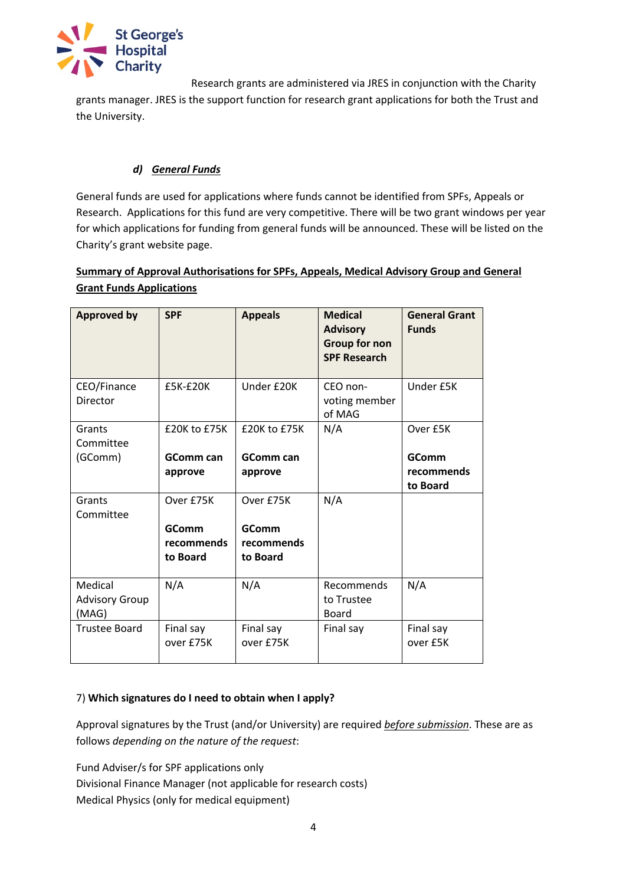Research grants are administered via JRES in conjunction with the Charity grants manager. JRES is the support function for research grant applications for both the Trust and the University.

### *d) General Funds*

General funds are used for applications where funds cannot be identified from SPFs, Appeals or Research. Applications for this fund are very competitive. There will be two grant windows per year for which applications for funding from general funds will be announced. These will be listed on the Charity's grant website page.

**Summary of Approval Authorisations for SPFs, Appeals, Medical Advisory Group and General Grant Funds Applications**

| Approved by | SPF | Appeals | Medical Advisory Group for non SPF Research | General Grant Funds |
|---|---|---|---|---|
| CEO/Finance Director | £5K-£20K | Under £20K | CEO non-voting member of MAG | Under £5K |
| Grants Committee (GComm) | £20K to £75K<br><br>**GComm can approve** | £20K to £75K<br><br>**GComm can approve** | N/A | Over £5K<br><br>**GComm recommends to Board** |
| Grants Committee | Over £75K<br><br>**GComm recommends to Board** | Over £75K<br><br>**GComm recommends to Board** | N/A | |
| Medical Advisory Group (MAG) | N/A | N/A | Recommends to Trustee Board | N/A |
| Trustee Board | Final say over £75K | Final say over £75K | Final say | Final say over £5K |

7) **Which signatures do I need to obtain when I apply?**

Approval signatures by the Trust (and/or University) are required ***before submission***. These are as follows *depending on the nature of the request*:

Fund Adviser/s for SPF applications only
Divisional Finance Manager (not applicable for research costs)
Medical Physics (only for medical equipment)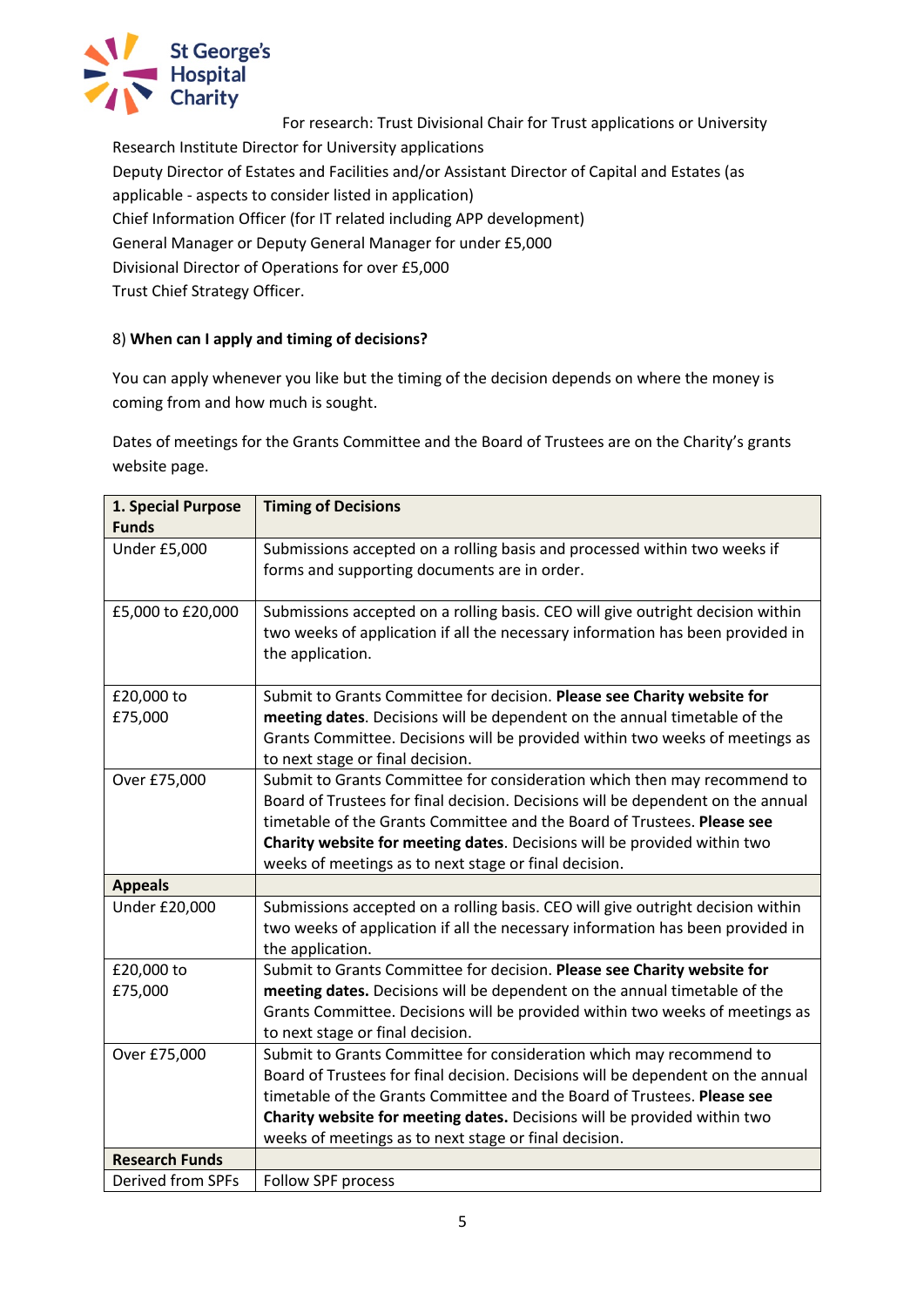For research: Trust Divisional Chair for Trust applications or University Research Institute Director for University applications
Deputy Director of Estates and Facilities and/or Assistant Director of Capital and Estates (as applicable - aspects to consider listed in application)
Chief Information Officer (for IT related including APP development)
General Manager or Deputy General Manager for under £5,000
Divisional Director of Operations for over £5,000
Trust Chief Strategy Officer.

8) **When can I apply and timing of decisions?**

You can apply whenever you like but the timing of the decision depends on where the money is coming from and how much is sought.

Dates of meetings for the Grants Committee and the Board of Trustees are on the Charity's grants website page.

| **1. Special Purpose Funds** | **Timing of Decisions** |
|---|---|
| Under £5,000 | Submissions accepted on a rolling basis and processed within two weeks if forms and supporting documents are in order. |
| £5,000 to £20,000 | Submissions accepted on a rolling basis. CEO will give outright decision within two weeks of application if all the necessary information has been provided in the application. |
| £20,000 to £75,000 | Submit to Grants Committee for decision. **Please see Charity website for meeting dates**. Decisions will be dependent on the annual timetable of the Grants Committee. Decisions will be provided within two weeks of meetings as to next stage or final decision. |
| Over £75,000 | Submit to Grants Committee for consideration which then may recommend to Board of Trustees for final decision. Decisions will be dependent on the annual timetable of the Grants Committee and the Board of Trustees. **Please see Charity website for meeting dates**. Decisions will be provided within two weeks of meetings as to next stage or final decision. |
| **Appeals** | |
| Under £20,000 | Submissions accepted on a rolling basis. CEO will give outright decision within two weeks of application if all the necessary information has been provided in the application. |
| £20,000 to £75,000 | Submit to Grants Committee for decision. **Please see Charity website for meeting dates.** Decisions will be dependent on the annual timetable of the Grants Committee. Decisions will be provided within two weeks of meetings as to next stage or final decision. |
| Over £75,000 | Submit to Grants Committee for consideration which may recommend to Board of Trustees for final decision. Decisions will be dependent on the annual timetable of the Grants Committee and the Board of Trustees. **Please see Charity website for meeting dates.** Decisions will be provided within two weeks of meetings as to next stage or final decision. |
| **Research Funds** | |
| Derived from SPFs | Follow SPF process |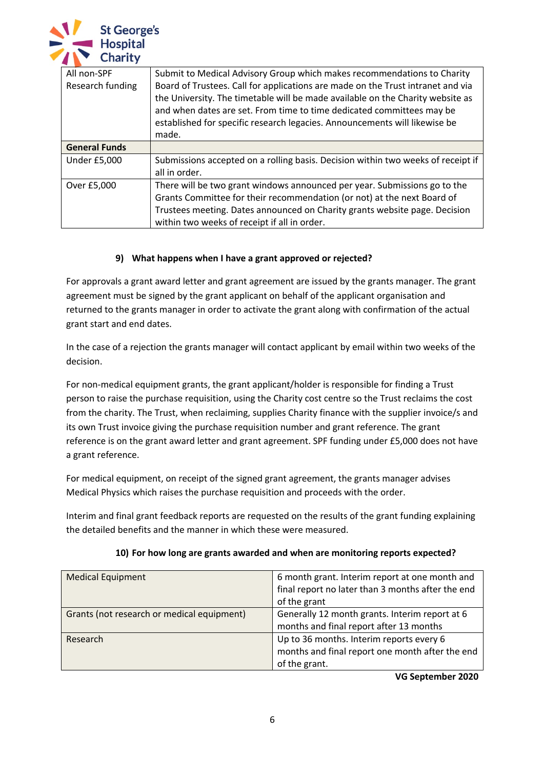| | |
|---|---|
| All non-SPF Research funding | Submit to Medical Advisory Group which makes recommendations to Charity Board of Trustees. Call for applications are made on the Trust intranet and via the University. The timetable will be made available on the Charity website as and when dates are set. From time to time dedicated committees may be established for specific research legacies. Announcements will likewise be made. |
| **General Funds** | |
| Under £5,000 | Submissions accepted on a rolling basis. Decision within two weeks of receipt if all in order. |
| Over £5,000 | There will be two grant windows announced per year. Submissions go to the Grants Committee for their recommendation (or not) at the next Board of Trustees meeting. Dates announced on Charity grants website page. Decision within two weeks of receipt if all in order. |

### 9) What happens when I have a grant approved or rejected?

For approvals a grant award letter and grant agreement are issued by the grants manager. The grant agreement must be signed by the grant applicant on behalf of the applicant organisation and returned to the grants manager in order to activate the grant along with confirmation of the actual grant start and end dates.

In the case of a rejection the grants manager will contact applicant by email within two weeks of the decision.

For non-medical equipment grants, the grant applicant/holder is responsible for finding a Trust person to raise the purchase requisition, using the Charity cost centre so the Trust reclaims the cost from the charity. The Trust, when reclaiming, supplies Charity finance with the supplier invoice/s and its own Trust invoice giving the purchase requisition number and grant reference. The grant reference is on the grant award letter and grant agreement. SPF funding under £5,000 does not have a grant reference.

For medical equipment, on receipt of the signed grant agreement, the grants manager advises Medical Physics which raises the purchase requisition and proceeds with the order.

Interim and final grant feedback reports are requested on the results of the grant funding explaining the detailed benefits and the manner in which these were measured.

### 10) For how long are grants awarded and when are monitoring reports expected?

| | |
|---|---|
| Medical Equipment | 6 month grant. Interim report at one month and final report no later than 3 months after the end of the grant |
| Grants (not research or medical equipment) | Generally 12 month grants. Interim report at 6 months and final report after 13 months |
| Research | Up to 36 months. Interim reports every 6 months and final report one month after the end of the grant. |

**VG September 2020**